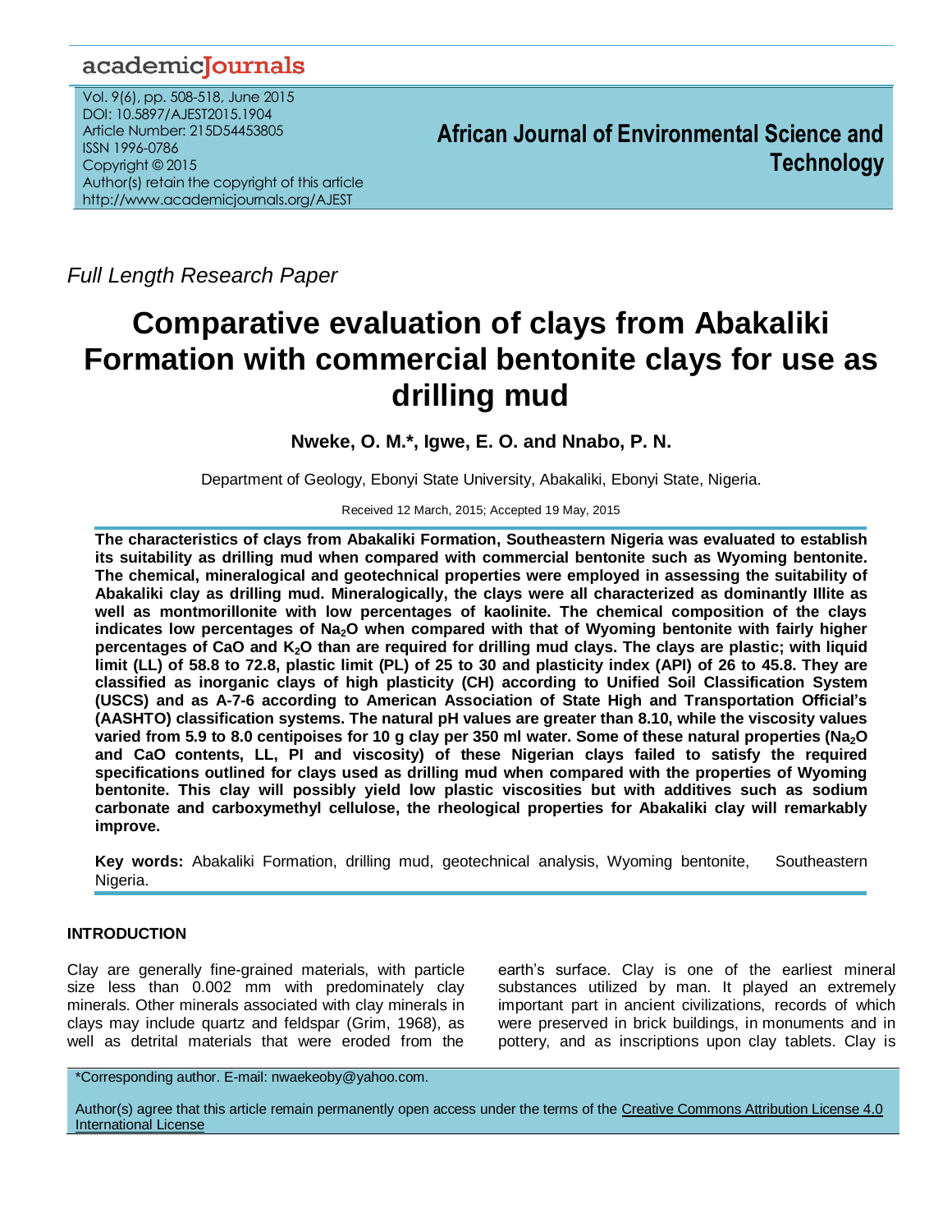Full Length Research Paper

# Comparative evaluation of clays from Abakaliki Formation with commercial bentonite clays for use as drilling mud

**Nweke, O. M.*, Igwe, E. O. and Nnabo, P. N.**

Department of Geology, Ebonyi State University, Abakaliki, Ebonyi State, Nigeria.

Received 12 March, 2015; Accepted 19 May, 2015

**The characteristics of clays from Abakaliki Formation, Southeastern Nigeria was evaluated to establish its suitability as drilling mud when compared with commercial bentonite such as Wyoming bentonite. The chemical, mineralogical and geotechnical properties were employed in assessing the suitability of Abakaliki clay as drilling mud. Mineralogically, the clays were all characterized as dominantly Illite as well as montmorillonite with low percentages of kaolinite. The chemical composition of the clays indicates low percentages of $Na_2O$ when compared with that of Wyoming bentonite with fairly higher percentages of CaO and $K_2O$ than are required for drilling mud clays. The clays are plastic; with liquid limit (LL) of 58.8 to 72.8, plastic limit (PL) of 25 to 30 and plasticity index (API) of 26 to 45.8. They are classified as inorganic clays of high plasticity (CH) according to Unified Soil Classification System (USCS) and as A-7-6 according to American Association of State High and Transportation Official's (AASHTO) classification systems. The natural pH values are greater than 8.10, while the viscosity values varied from 5.9 to 8.0 centipoises for 10 g clay per 350 ml water. Some of these natural properties ($Na_2O$ and CaO contents, LL, PI and viscosity) of these Nigerian clays failed to satisfy the required specifications outlined for clays used as drilling mud when compared with the properties of Wyoming bentonite. This clay will possibly yield low plastic viscosities but with additives such as sodium carbonate and carboxymethyl cellulose, the rheological properties for Abakaliki clay will remarkably improve.**

**Key words:** Abakaliki Formation, drilling mud, geotechnical analysis, Wyoming bentonite, Southeastern Nigeria.

## INTRODUCTION

Clay are generally fine-grained materials, with particle size less than 0.002 mm with predominately clay minerals. Other minerals associated with clay minerals in clays may include quartz and feldspar (Grim, 1968), as well as detrital materials that were eroded from the earth's surface. Clay is one of the earliest mineral substances utilized by man. It played an extremely important part in ancient civilizations, records of which were preserved in brick buildings, in monuments and in pottery, and as inscriptions upon clay tablets. Clay is

*Corresponding author. E-mail: nwaekeoby@yahoo.com.

Author(s) agree that this article remain permanently open access under the terms of the Creative Commons Attribution License 4.0 International License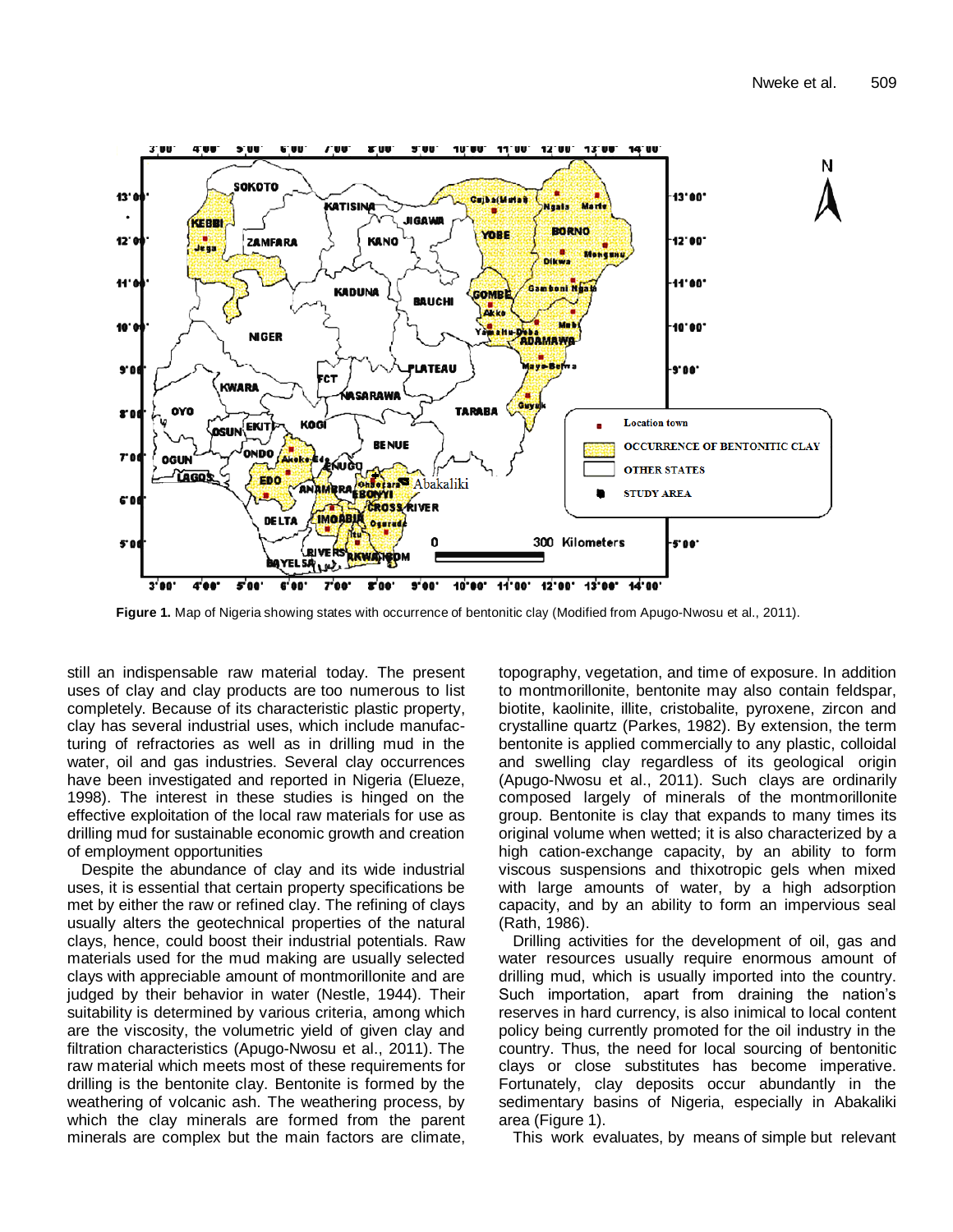**Figure 1.** Map of Nigeria showing states with occurrence of bentonitic clay (Modified from Apugo-Nwosu et al., 2011).

still an indispensable raw material today. The present uses of clay and clay products are too numerous to list completely. Because of its characteristic plastic property, clay has several industrial uses, which include manufacturing of refractories as well as in drilling mud in the water, oil and gas industries. Several clay occurrences have been investigated and reported in Nigeria (Elueze, 1998). The interest in these studies is hinged on the effective exploitation of the local raw materials for use as drilling mud for sustainable economic growth and creation of employment opportunities

Despite the abundance of clay and its wide industrial uses, it is essential that certain property specifications be met by either the raw or refined clay. The refining of clays usually alters the geotechnical properties of the natural clays, hence, could boost their industrial potentials. Raw materials used for the mud making are usually selected clays with appreciable amount of montmorillonite and are judged by their behavior in water (Nestle, 1944). Their suitability is determined by various criteria, among which are the viscosity, the volumetric yield of given clay and filtration characteristics (Apugo-Nwosu et al., 2011). The raw material which meets most of these requirements for drilling is the bentonite clay. Bentonite is formed by the weathering of volcanic ash. The weathering process, by which the clay minerals are formed from the parent minerals are complex but the main factors are climate, topography, vegetation, and time of exposure. In addition to montmorillonite, bentonite may also contain feldspar, biotite, kaolinite, illite, cristobalite, pyroxene, zircon and crystalline quartz (Parkes, 1982). By extension, the term bentonite is applied commercially to any plastic, colloidal and swelling clay regardless of its geological origin (Apugo-Nwosu et al., 2011). Such clays are ordinarily composed largely of minerals of the montmorillonite group. Bentonite is clay that expands to many times its original volume when wetted; it is also characterized by a high cation-exchange capacity, by an ability to form viscous suspensions and thixotropic gels when mixed with large amounts of water, by a high adsorption capacity, and by an ability to form an impervious seal (Rath, 1986).

Drilling activities for the development of oil, gas and water resources usually require enormous amount of drilling mud, which is usually imported into the country. Such importation, apart from draining the nation's reserves in hard currency, is also inimical to local content policy being currently promoted for the oil industry in the country. Thus, the need for local sourcing of bentonitic clays or close substitutes has become imperative. Fortunately, clay deposits occur abundantly in the sedimentary basins of Nigeria, especially in Abakaliki area (Figure 1).

This work evaluates, by means of simple but relevant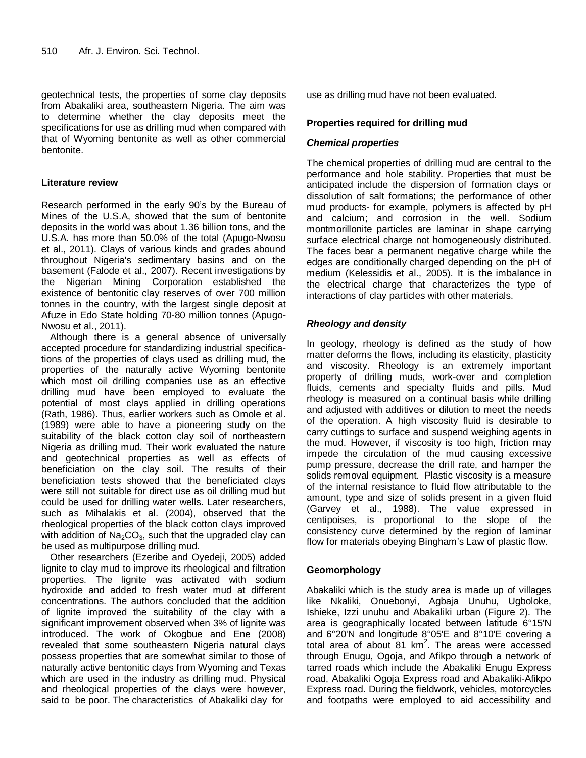geotechnical tests, the properties of some clay deposits from Abakaliki area, southeastern Nigeria. The aim was to determine whether the clay deposits meet the specifications for use as drilling mud when compared with that of Wyoming bentonite as well as other commercial bentonite.

### Literature review

Research performed in the early 90's by the Bureau of Mines of the U.S.A, showed that the sum of bentonite deposits in the world was about 1.36 billion tons, and the U.S.A. has more than 50.0% of the total (Apugo-Nwosu et al., 2011). Clays of various kinds and grades abound throughout Nigeria's sedimentary basins and on the basement (Falode et al., 2007). Recent investigations by the Nigerian Mining Corporation established the existence of bentonitic clay reserves of over 700 million tonnes in the country, with the largest single deposit at Afuze in Edo State holding 70-80 million tonnes (Apugo-Nwosu et al., 2011).

Although there is a general absence of universally accepted procedure for standardizing industrial specifications of the properties of clays used as drilling mud, the properties of the naturally active Wyoming bentonite which most oil drilling companies use as an effective drilling mud have been employed to evaluate the potential of most clays applied in drilling operations (Rath, 1986). Thus, earlier workers such as Omole et al. (1989) were able to have a pioneering study on the suitability of the black cotton clay soil of northeastern Nigeria as drilling mud. Their work evaluated the nature and geotechnical properties as well as effects of beneficiation on the clay soil. The results of their beneficiation tests showed that the beneficiated clays were still not suitable for direct use as oil drilling mud but could be used for drilling water wells. Later researchers, such as Mihalakis et al. (2004), observed that the rheological properties of the black cotton clays improved with addition of $Na_2CO_3$, such that the upgraded clay can be used as multipurpose drilling mud.

Other researchers (Ezeribe and Oyedeji, 2005) added lignite to clay mud to improve its rheological and filtration properties. The lignite was activated with sodium hydroxide and added to fresh water mud at different concentrations. The authors concluded that the addition of lignite improved the suitability of the clay with a significant improvement observed when 3% of lignite was introduced. The work of Okogbue and Ene (2008) revealed that some southeastern Nigeria natural clays possess properties that are somewhat similar to those of naturally active bentonitic clays from Wyoming and Texas which are used in the industry as drilling mud. Physical and rheological properties of the clays were however, said to be poor. The characteristics of Abakaliki clay for use as drilling mud have not been evaluated.

### Properties required for drilling mud

#### *Chemical properties*

The chemical properties of drilling mud are central to the performance and hole stability. Properties that must be anticipated include the dispersion of formation clays or dissolution of salt formations; the performance of other mud products- for example, polymers is affected by pH and calcium; and corrosion in the well. Sodium montmorillonite particles are laminar in shape carrying surface electrical charge not homogeneously distributed. The faces bear a permanent negative charge while the edges are conditionally charged depending on the pH of medium (Kelessidis et al., 2005). It is the imbalance in the electrical charge that characterizes the type of interactions of clay particles with other materials.

#### *Rheology and density*

In geology, rheology is defined as the study of how matter deforms the flows, including its elasticity, plasticity and viscosity. Rheology is an extremely important property of drilling muds, work-over and completion fluids, cements and specialty fluids and pills. Mud rheology is measured on a continual basis while drilling and adjusted with additives or dilution to meet the needs of the operation. A high viscosity fluid is desirable to carry cuttings to surface and suspend weighing agents in the mud. However, if viscosity is too high, friction may impede the circulation of the mud causing excessive pump pressure, decrease the drill rate, and hamper the solids removal equipment. Plastic viscosity is a measure of the internal resistance to fluid flow attributable to the amount, type and size of solids present in a given fluid (Garvey et al., 1988). The value expressed in centipoises, is proportional to the slope of the consistency curve determined by the region of laminar flow for materials obeying Bingham's Law of plastic flow.

### Geomorphology

Abakaliki which is the study area is made up of villages like Nkaliki, Onuebonyi, Agbaja Unuhu, Ugboloke, Ishieke, Izzi unuhu and Abakaliki urban (Figure 2). The area is geographically located between latitude 6°15'N and 6°20'N and longitude 8°05'E and 8°10'E covering a total area of about 81 km$^2$. The areas were accessed through Enugu, Ogoja, and Afikpo through a network of tarred roads which include the Abakaliki Enugu Express road, Abakaliki Ogoja Express road and Abakaliki-Afikpo Express road. During the fieldwork, vehicles, motorcycles and footpaths were employed to aid accessibility and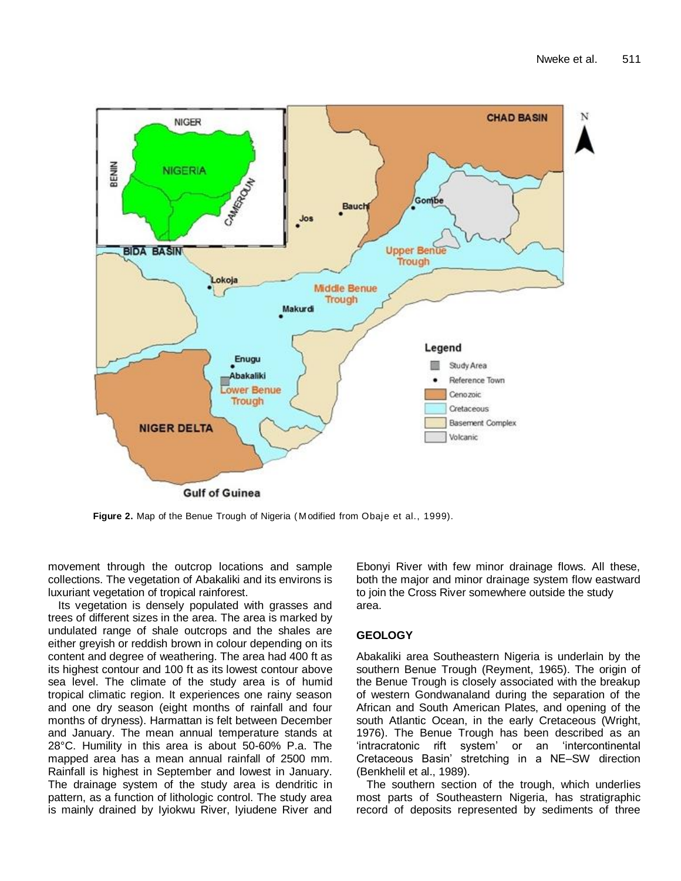**Figure 2.** Map of the Benue Trough of Nigeria (Modified from Obaje et al., 1999).

movement through the outcrop locations and sample collections. The vegetation of Abakaliki and its environs is luxuriant vegetation of tropical rainforest.

Its vegetation is densely populated with grasses and trees of different sizes in the area. The area is marked by undulated range of shale outcrops and the shales are either greyish or reddish brown in colour depending on its content and degree of weathering. The area had 400 ft as its highest contour and 100 ft as its lowest contour above sea level. The climate of the study area is of humid tropical climatic region. It experiences one rainy season and one dry season (eight months of rainfall and four months of dryness). Harmattan is felt between December and January. The mean annual temperature stands at 28°C. Humility in this area is about 50-60% P.a. The mapped area has a mean annual rainfall of 2500 mm. Rainfall is highest in September and lowest in January. The drainage system of the study area is dendritic in pattern, as a function of lithologic control. The study area is mainly drained by Iyiokwu River, Iyiudene River and Ebonyi River with few minor drainage flows. All these, both the major and minor drainage system flow eastward to join the Cross River somewhere outside the study area.

## GEOLOGY

Abakaliki area Southeastern Nigeria is underlain by the southern Benue Trough (Reyment, 1965). The origin of the Benue Trough is closely associated with the breakup of western Gondwanaland during the separation of the African and South American Plates, and opening of the south Atlantic Ocean, in the early Cretaceous (Wright, 1976). The Benue Trough has been described as an 'intracratonic rift system' or an 'intercontinental Cretaceous Basin' stretching in a NE–SW direction (Benkhelil et al., 1989).

The southern section of the trough, which underlies most parts of Southeastern Nigeria, has stratigraphic record of deposits represented by sediments of three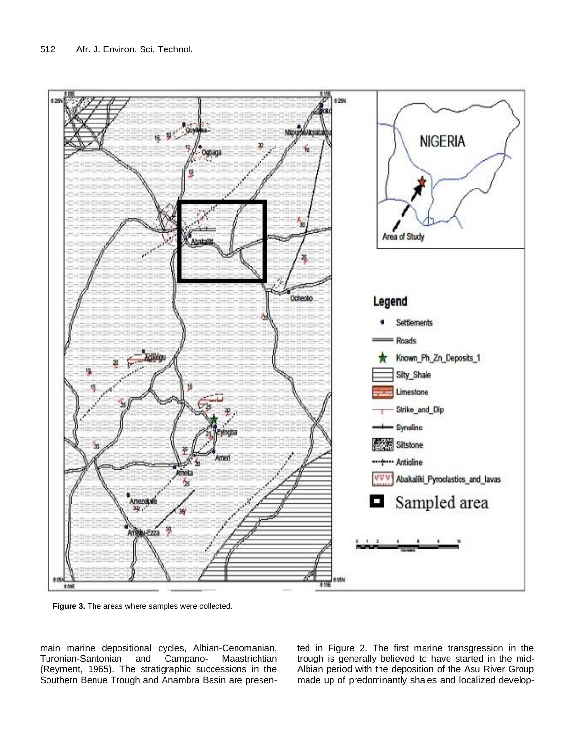**Figure 3.** The areas where samples were collected.

main marine depositional cycles, Albian-Cenomanian, Turonian-Santonian and Campano- Maastrichtian (Reyment, 1965). The stratigraphic successions in the Southern Benue Trough and Anambra Basin are presented in Figure 2. The first marine transgression in the trough is generally believed to have started in the mid-Albian period with the deposition of the Asu River Group made up of predominantly shales and localized develop-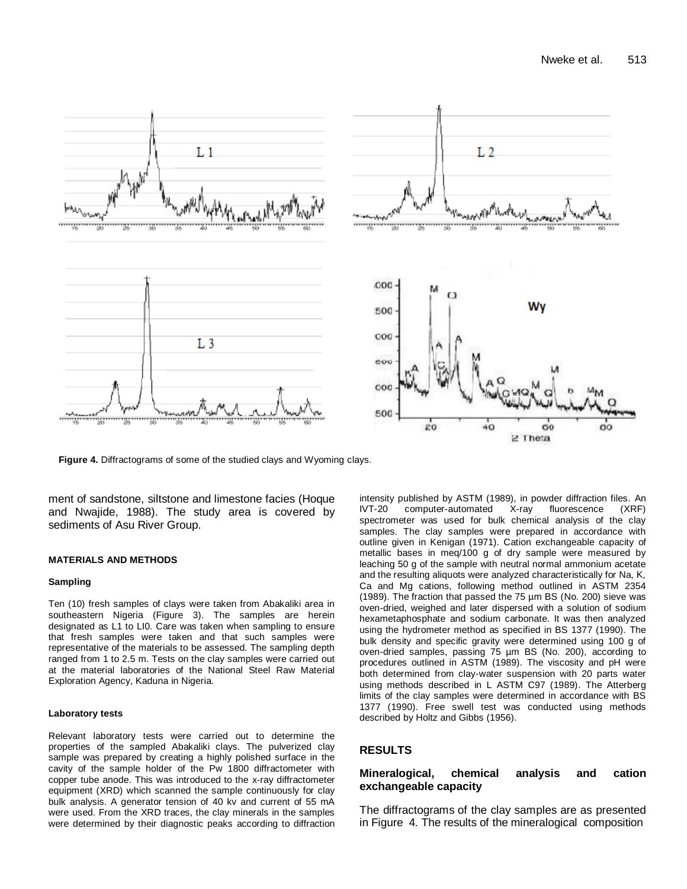**Figure 4.** Diffractograms of some of the studied clays and Wyoming clays.

ment of sandstone, siltstone and limestone facies (Hoque and Nwajide, 1988). The study area is covered by sediments of Asu River Group.

#### MATERIALS AND METHODS

##### Sampling

Ten (10) fresh samples of clays were taken from Abakaliki area in southeastern Nigeria (Figure 3). The samples are herein designated as L1 to LI0. Care was taken when sampling to ensure that fresh samples were taken and that such samples were representative of the materials to be assessed. The sampling depth ranged from 1 to 2.5 m. Tests on the clay samples were carried out at the material laboratories of the National Steel Raw Material Exploration Agency, Kaduna in Nigeria.

##### Laboratory tests

Relevant laboratory tests were carried out to determine the properties of the sampled Abakaliki clays. The pulverized clay sample was prepared by creating a highly polished surface in the cavity of the sample holder of the Pw 1800 diffractometer with copper tube anode. This was introduced to the x-ray diffractometer equipment (XRD) which scanned the sample continuously for clay bulk analysis. A generator tension of 40 kv and current of 55 mA were used. From the XRD traces, the clay minerals in the samples were determined by their diagnostic peaks according to diffraction intensity published by ASTM (1989), in powder diffraction files. An IVT-20 computer-automated X-ray fluorescence (XRF) spectrometer was used for bulk chemical analysis of the clay samples. The clay samples were prepared in accordance with outline given in Kenigan (1971). Cation exchangeable capacity of metallic bases in meq/100 g of dry sample were measured by leaching 50 g of the sample with neutral normal ammonium acetate and the resulting aliquots were analyzed characteristically for Na, K, Ca and Mg cations, following method outlined in ASTM 2354 (1989). The fraction that passed the 75 µm BS (No. 200) sieve was oven-dried, weighed and later dispersed with a solution of sodium hexametaphosphate and sodium carbonate. It was then analyzed using the hydrometer method as specified in BS 1377 (1990). The bulk density and specific gravity were determined using 100 g of oven-dried samples, passing 75 µm BS (No. 200), according to procedures outlined in ASTM (1989). The viscosity and pH were both determined from clay-water suspension with 20 parts water using methods described in L ASTM C97 (1989). The Atterberg limits of the clay samples were determined in accordance with BS 1377 (1990). Free swell test was conducted using methods described by Holtz and Gibbs (1956).

## RESULTS

### Mineralogical, chemical analysis and cation exchangeable capacity

The diffractograms of the clay samples are as presented in Figure 4. The results of the mineralogical composition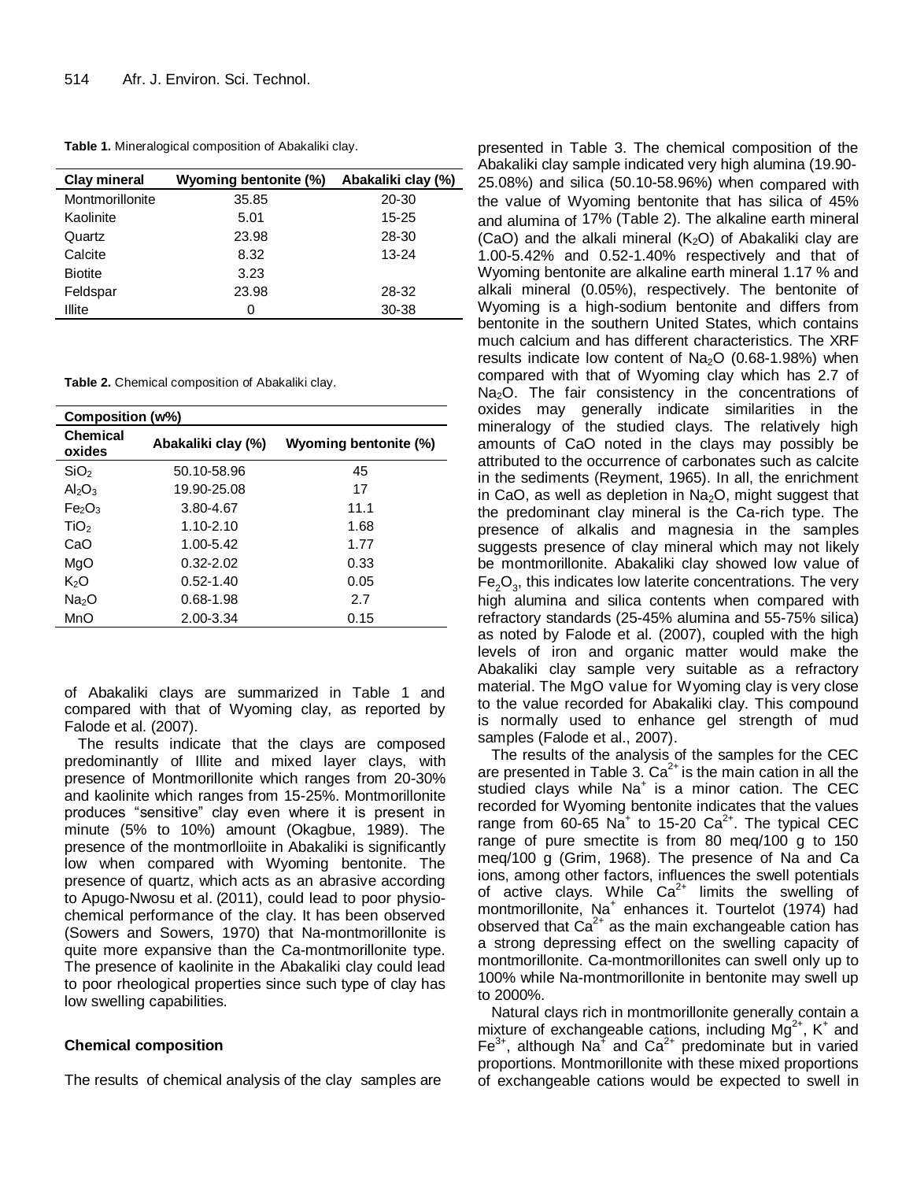**Table 1.** Mineralogical composition of Abakaliki clay.

| Clay mineral | Wyoming bentonite (%) | Abakaliki clay (%) |
|---|---|---|
| Montmorillonite | 35.85 | 20-30 |
| Kaolinite | 5.01 | 15-25 |
| Quartz | 23.98 | 28-30 |
| Calcite | 8.32 | 13-24 |
| Biotite | 3.23 | |
| Feldspar | 23.98 | 28-32 |
| Illite | 0 | 30-38 |

**Table 2.** Chemical composition of Abakaliki clay.

| Composition (w%) | | |
|---|---|---|
| Chemical oxides | Abakaliki clay (%) | Wyoming bentonite (%) |
| $SiO_2$ | 50.10-58.96 | 45 |
| $Al_2O_3$ | 19.90-25.08 | 17 |
| $Fe_2O_3$ | 3.80-4.67 | 11.1 |
| $TiO_2$ | 1.10-2.10 | 1.68 |
| CaO | 1.00-5.42 | 1.77 |
| MgO | 0.32-2.02 | 0.33 |
| $K_2O$ | 0.52-1.40 | 0.05 |
| $Na_2O$ | 0.68-1.98 | 2.7 |
| MnO | 2.00-3.34 | 0.15 |

of Abakaliki clays are summarized in Table 1 and compared with that of Wyoming clay, as reported by Falode et al. (2007).

The results indicate that the clays are composed predominantly of Illite and mixed layer clays, with presence of Montmorillonite which ranges from 20-30% and kaolinite which ranges from 15-25%. Montmorillonite produces "sensitive" clay even where it is present in minute (5% to 10%) amount (Okagbue, 1989). The presence of the montmorlloiite in Abakaliki is significantly low when compared with Wyoming bentonite. The presence of quartz, which acts as an abrasive according to Apugo-Nwosu et al. (2011), could lead to poor physio-chemical performance of the clay. It has been observed (Sowers and Sowers, 1970) that Na-montmorillonite is quite more expansive than the Ca-montmorillonite type. The presence of kaolinite in the Abakaliki clay could lead to poor rheological properties since such type of clay has low swelling capabilities.

## Chemical composition

The results of chemical analysis of the clay samples are presented in Table 3. The chemical composition of the Abakaliki clay sample indicated very high alumina (19.90-25.08%) and silica (50.10-58.96%) when compared with the value of Wyoming bentonite that has silica of 45% and alumina of 17% (Table 2). The alkaline earth mineral (CaO) and the alkali mineral ($K_2O$) of Abakaliki clay are 1.00-5.42% and 0.52-1.40% respectively and that of Wyoming bentonite are alkaline earth mineral 1.17 % and alkali mineral (0.05%), respectively. The bentonite of Wyoming is a high-sodium bentonite and differs from bentonite in the southern United States, which contains much calcium and has different characteristics. The XRF results indicate low content of $Na_2O$ (0.68-1.98%) when compared with that of Wyoming clay which has 2.7 of $Na_2O$. The fair consistency in the concentrations of oxides may generally indicate similarities in the mineralogy of the studied clays. The relatively high amounts of CaO noted in the clays may possibly be attributed to the occurrence of carbonates such as calcite in the sediments (Reyment, 1965). In all, the enrichment in CaO, as well as depletion in $Na_2O$, might suggest that the predominant clay mineral is the Ca-rich type. The presence of alkalis and magnesia in the samples suggests presence of clay mineral which may not likely be montmorillonite. Abakaliki clay showed low value of $Fe_2O_3$, this indicates low laterite concentrations. The very high alumina and silica contents when compared with refractory standards (25-45% alumina and 55-75% silica) as noted by Falode et al. (2007), coupled with the high levels of iron and organic matter would make the Abakaliki clay sample very suitable as a refractory material. The MgO value for Wyoming clay is very close to the value recorded for Abakaliki clay. This compound is normally used to enhance gel strength of mud samples (Falode et al., 2007).

The results of the analysis of the samples for the CEC are presented in Table 3. $Ca^{2+}$ is the main cation in all the studied clays while $Na^+$ is a minor cation. The CEC recorded for Wyoming bentonite indicates that the values range from 60-65 $Na^+$ to 15-20 $Ca^{2+}$. The typical CEC range of pure smectite is from 80 meq/100 g to 150 meq/100 g (Grim, 1968). The presence of Na and Ca ions, among other factors, influences the swell potentials of active clays. While $Ca^{2+}$ limits the swelling of montmorillonite, $Na^+$ enhances it. Tourtelot (1974) had observed that $Ca^{2+}$ as the main exchangeable cation has a strong depressing effect on the swelling capacity of montmorillonite. Ca-montmorillonites can swell only up to 100% while Na-montmorillonite in bentonite may swell up to 2000%.

Natural clays rich in montmorillonite generally contain a mixture of exchangeable cations, including $Mg^{2+}$, $K^+$ and $Fe^{3+}$, although $Na^+$ and $Ca^{2+}$ predominate but in varied proportions. Montmorillonite with these mixed proportions of exchangeable cations would be expected to swell in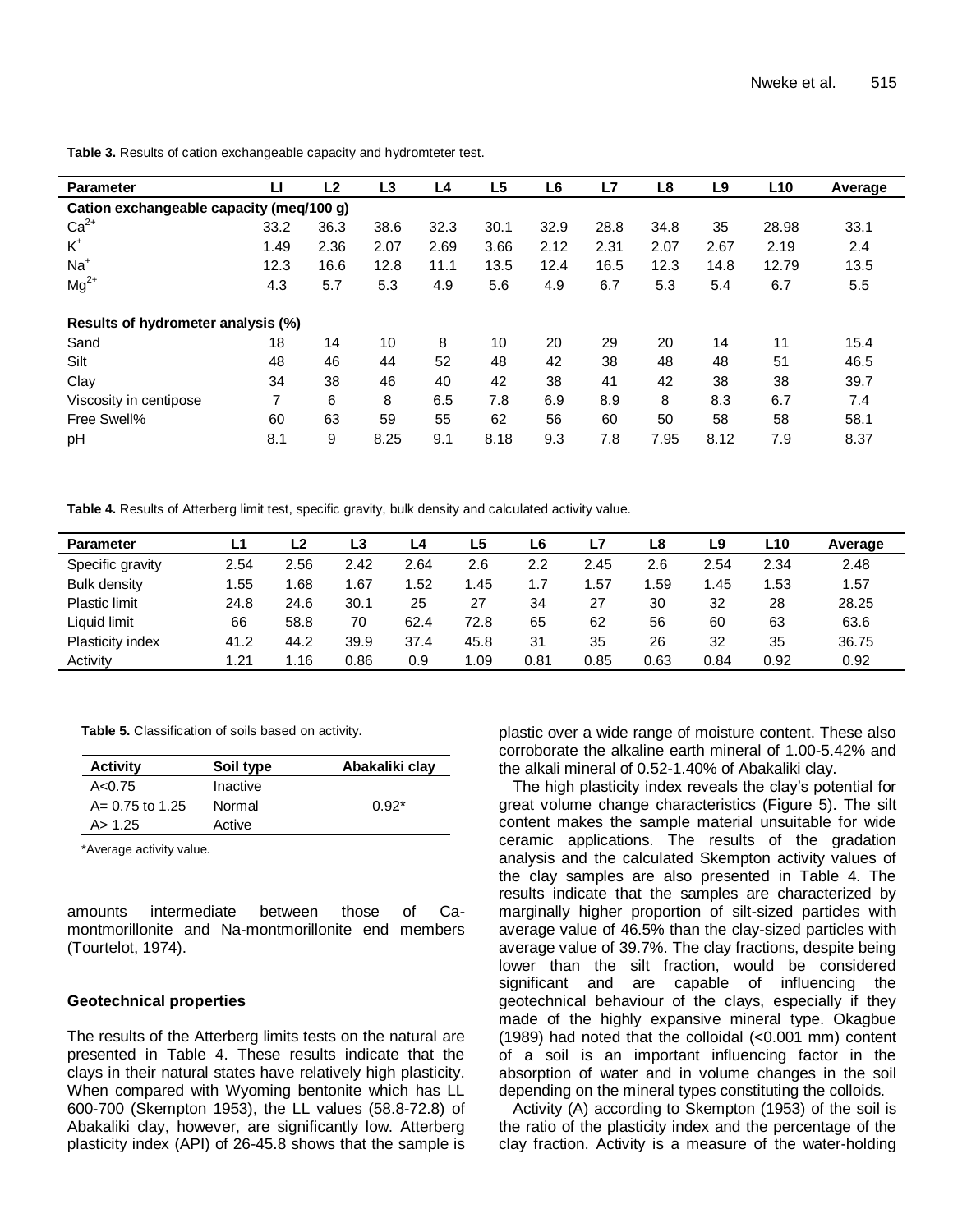**Table 3.** Results of cation exchangeable capacity and hydromteter test.

| Parameter | LI | L2 | L3 | L4 | L5 | L6 | L7 | L8 | L9 | L10 | Average |
|---|---|---|---|---|---|---|---|---|---|---|---|
| **Cation exchangeable capacity (meq/100 g)** | | | | | | | | | | | |
| $Ca^{2+}$ | 33.2 | 36.3 | 38.6 | 32.3 | 30.1 | 32.9 | 28.8 | 34.8 | 35 | 28.98 | 33.1 |
| $K^{+}$ | 1.49 | 2.36 | 2.07 | 2.69 | 3.66 | 2.12 | 2.31 | 2.07 | 2.67 | 2.19 | 2.4 |
| $Na^{+}$ | 12.3 | 16.6 | 12.8 | 11.1 | 13.5 | 12.4 | 16.5 | 12.3 | 14.8 | 12.79 | 13.5 |
| $Mg^{2+}$ | 4.3 | 5.7 | 5.3 | 4.9 | 5.6 | 4.9 | 6.7 | 5.3 | 5.4 | 6.7 | 5.5 |
| **Results of hydrometer analysis (%)** | | | | | | | | | | | |
| Sand | 18 | 14 | 10 | 8 | 10 | 20 | 29 | 20 | 14 | 11 | 15.4 |
| Silt | 48 | 46 | 44 | 52 | 48 | 42 | 38 | 48 | 48 | 51 | 46.5 |
| Clay | 34 | 38 | 46 | 40 | 42 | 38 | 41 | 42 | 38 | 38 | 39.7 |
| Viscosity in centipose | 7 | 6 | 8 | 6.5 | 7.8 | 6.9 | 8.9 | 8 | 8.3 | 6.7 | 7.4 |
| Free Swell% | 60 | 63 | 59 | 55 | 62 | 56 | 60 | 50 | 58 | 58 | 58.1 |
| pH | 8.1 | 9 | 8.25 | 9.1 | 8.18 | 9.3 | 7.8 | 7.95 | 8.12 | 7.9 | 8.37 |

**Table 4.** Results of Atterberg limit test, specific gravity, bulk density and calculated activity value.

| Parameter | L1 | L2 | L3 | L4 | L5 | L6 | L7 | L8 | L9 | L10 | Average |
|---|---|---|---|---|---|---|---|---|---|---|---|
| Specific gravity | 2.54 | 2.56 | 2.42 | 2.64 | 2.6 | 2.2 | 2.45 | 2.6 | 2.54 | 2.34 | 2.48 |
| Bulk density | 1.55 | 1.68 | 1.67 | 1.52 | 1.45 | 1.7 | 1.57 | 1.59 | 1.45 | 1.53 | 1.57 |
| Plastic limit | 24.8 | 24.6 | 30.1 | 25 | 27 | 34 | 27 | 30 | 32 | 28 | 28.25 |
| Liquid limit | 66 | 58.8 | 70 | 62.4 | 72.8 | 65 | 62 | 56 | 60 | 63 | 63.6 |
| Plasticity index | 41.2 | 44.2 | 39.9 | 37.4 | 45.8 | 31 | 35 | 26 | 32 | 35 | 36.75 |
| Activity | 1.21 | 1.16 | 0.86 | 0.9 | 1.09 | 0.81 | 0.85 | 0.63 | 0.84 | 0.92 | 0.92 |

**Table 5.** Classification of soils based on activity.

| Activity | Soil type | Abakaliki clay |
|---|---|---|
| A<0.75 | Inactive | |
| A= 0.75 to 1.25 | Normal | 0.92* |
| A> 1.25 | Active | |

*Average activity value.

amounts intermediate between those of Ca-montmorillonite and Na-montmorillonite end members (Tourtelot, 1974).

### Geotechnical properties

The results of the Atterberg limits tests on the natural are presented in Table 4. These results indicate that the clays in their natural states have relatively high plasticity. When compared with Wyoming bentonite which has LL 600-700 (Skempton 1953), the LL values (58.8-72.8) of Abakaliki clay, however, are significantly low. Atterberg plasticity index (API) of 26-45.8 shows that the sample is plastic over a wide range of moisture content. These also corroborate the alkaline earth mineral of 1.00-5.42% and the alkali mineral of 0.52-1.40% of Abakaliki clay.

The high plasticity index reveals the clay's potential for great volume change characteristics (Figure 5). The silt content makes the sample material unsuitable for wide ceramic applications. The results of the gradation analysis and the calculated Skempton activity values of the clay samples are also presented in Table 4. The results indicate that the samples are characterized by marginally higher proportion of silt-sized particles with average value of 46.5% than the clay-sized particles with average value of 39.7%. The clay fractions, despite being lower than the silt fraction, would be considered significant and are capable of influencing the geotechnical behaviour of the clays, especially if they made of the highly expansive mineral type. Okagbue (1989) had noted that the colloidal (<0.001 mm) content of a soil is an important influencing factor in the absorption of water and in volume changes in the soil depending on the mineral types constituting the colloids.

Activity (A) according to Skempton (1953) of the soil is the ratio of the plasticity index and the percentage of the clay fraction. Activity is a measure of the water-holding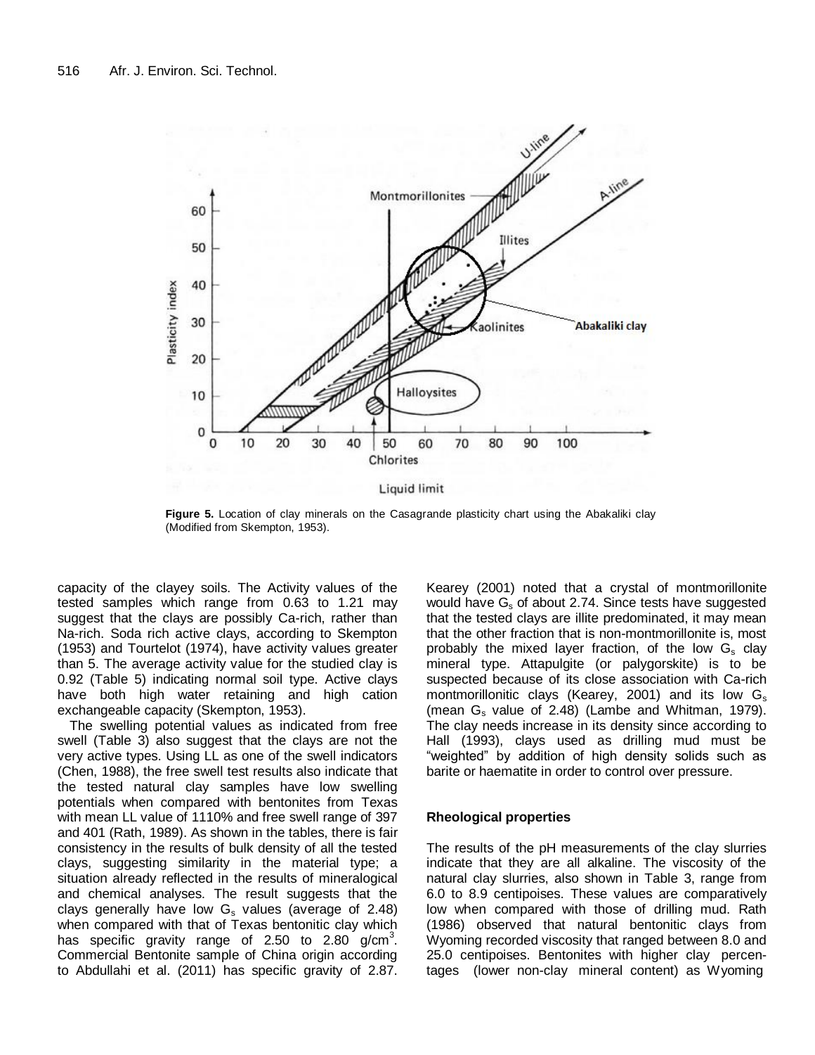**Figure 5.** Location of clay minerals on the Casagrande plasticity chart using the Abakaliki clay (Modified from Skempton, 1953).

capacity of the clayey soils. The Activity values of the tested samples which range from 0.63 to 1.21 may suggest that the clays are possibly Ca-rich, rather than Na-rich. Soda rich active clays, according to Skempton (1953) and Tourtelot (1974), have activity values greater than 5. The average activity value for the studied clay is 0.92 (Table 5) indicating normal soil type. Active clays have both high water retaining and high cation exchangeable capacity (Skempton, 1953).

The swelling potential values as indicated from free swell (Table 3) also suggest that the clays are not the very active types. Using LL as one of the swell indicators (Chen, 1988), the free swell test results also indicate that the tested natural clay samples have low swelling potentials when compared with bentonites from Texas with mean LL value of 1110% and free swell range of 397 and 401 (Rath, 1989). As shown in the tables, there is fair consistency in the results of bulk density of all the tested clays, suggesting similarity in the material type; a situation already reflected in the results of mineralogical and chemical analyses. The result suggests that the clays generally have low $G_s$ values (average of 2.48) when compared with that of Texas bentonitic clay which has specific gravity range of 2.50 to 2.80 g/cm$^3$. Commercial Bentonite sample of China origin according to Abdullahi et al. (2011) has specific gravity of 2.87. Kearey (2001) noted that a crystal of montmorillonite would have $G_s$ of about 2.74. Since tests have suggested that the tested clays are illite predominated, it may mean that the other fraction that is non-montmorillonite is, most probably the mixed layer fraction, of the low $G_s$ clay mineral type. Attapulgite (or palygorskite) is to be suspected because of its close association with Ca-rich montmorillonitic clays (Kearey, 2001) and its low $G_s$ (mean $G_s$ value of 2.48) (Lambe and Whitman, 1979). The clay needs increase in its density since according to Hall (1993), clays used as drilling mud must be "weighted" by addition of high density solids such as barite or haematite in order to control over pressure.

### Rheological properties

The results of the pH measurements of the clay slurries indicate that they are all alkaline. The viscosity of the natural clay slurries, also shown in Table 3, range from 6.0 to 8.9 centipoises. These values are comparatively low when compared with those of drilling mud. Rath (1986) observed that natural bentonitic clays from Wyoming recorded viscosity that ranged between 8.0 and 25.0 centipoises. Bentonites with higher clay percentages (lower non-clay mineral content) as Wyoming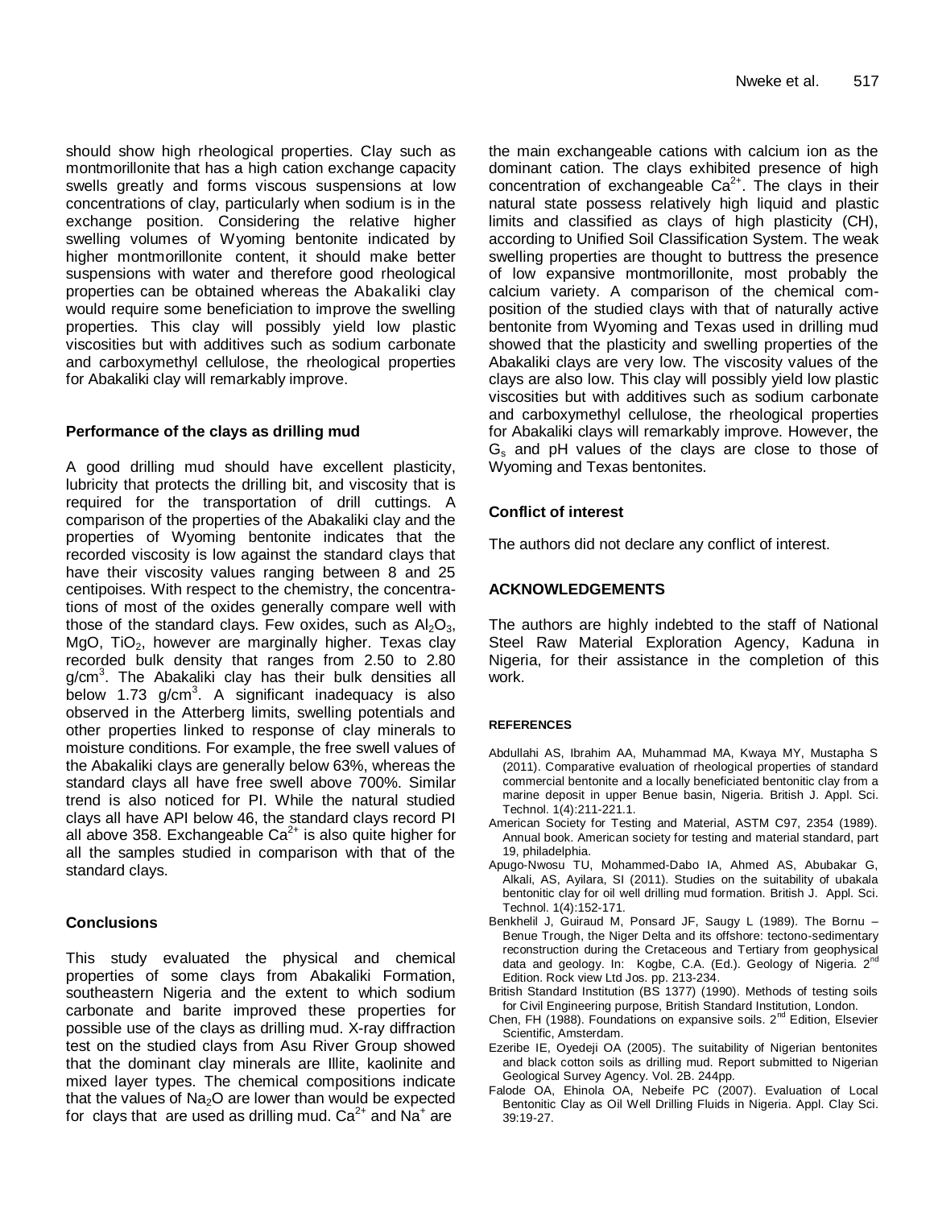should show high rheological properties. Clay such as montmorillonite that has a high cation exchange capacity swells greatly and forms viscous suspensions at low concentrations of clay, particularly when sodium is in the exchange position. Considering the relative higher swelling volumes of Wyoming bentonite indicated by higher montmorillonite content, it should make better suspensions with water and therefore good rheological properties can be obtained whereas the Abakaliki clay would require some beneficiation to improve the swelling properties. This clay will possibly yield low plastic viscosities but with additives such as sodium carbonate and carboxymethyl cellulose, the rheological properties for Abakaliki clay will remarkably improve.

### Performance of the clays as drilling mud

A good drilling mud should have excellent plasticity, lubricity that protects the drilling bit, and viscosity that is required for the transportation of drill cuttings. A comparison of the properties of the Abakaliki clay and the properties of Wyoming bentonite indicates that the recorded viscosity is low against the standard clays that have their viscosity values ranging between 8 and 25 centipoises. With respect to the chemistry, the concentrations of most of the oxides generally compare well with those of the standard clays. Few oxides, such as $Al_2O_3$, MgO, $TiO_2$, however are marginally higher. Texas clay recorded bulk density that ranges from 2.50 to 2.80 g/cm$^3$. The Abakaliki clay has their bulk densities all below 1.73 g/cm$^3$. A significant inadequacy is also observed in the Atterberg limits, swelling potentials and other properties linked to response of clay minerals to moisture conditions. For example, the free swell values of the Abakaliki clays are generally below 63%, whereas the standard clays all have free swell above 700%. Similar trend is also noticed for PI. While the natural studied clays all have API below 46, the standard clays record PI all above 358. Exchangeable $Ca^{2+}$ is also quite higher for all the samples studied in comparison with that of the standard clays.

## Conclusions

This study evaluated the physical and chemical properties of some clays from Abakaliki Formation, southeastern Nigeria and the extent to which sodium carbonate and barite improved these properties for possible use of the clays as drilling mud. X-ray diffraction test on the studied clays from Asu River Group showed that the dominant clay minerals are Illite, kaolinite and mixed layer types. The chemical compositions indicate that the values of $Na_2O$ are lower than would be expected for clays that are used as drilling mud. $Ca^{2+}$ and $Na^{+}$ are the main exchangeable cations with calcium ion as the dominant cation. The clays exhibited presence of high concentration of exchangeable $Ca^{2+}$. The clays in their natural state possess relatively high liquid and plastic limits and classified as clays of high plasticity (CH), according to Unified Soil Classification System. The weak swelling properties are thought to buttress the presence of low expansive montmorillonite, most probably the calcium variety. A comparison of the chemical composition of the studied clays with that of naturally active bentonite from Wyoming and Texas used in drilling mud showed that the plasticity and swelling properties of the Abakaliki clays are very low. The viscosity values of the clays are also low. This clay will possibly yield low plastic viscosities but with additives such as sodium carbonate and carboxymethyl cellulose, the rheological properties for Abakaliki clays will remarkably improve. However, the $G_s$ and pH values of the clays are close to those of Wyoming and Texas bentonites.

### Conflict of interest

The authors did not declare any conflict of interest.

## ACKNOWLEDGEMENTS

The authors are highly indebted to the staff of National Steel Raw Material Exploration Agency, Kaduna in Nigeria, for their assistance in the completion of this work.

## REFERENCES

Abdullahi AS, Ibrahim AA, Muhammad MA, Kwaya MY, Mustapha S (2011). Comparative evaluation of rheological properties of standard commercial bentonite and a locally beneficiated bentonitic clay from a marine deposit in upper Benue basin, Nigeria. British J. Appl. Sci. Technol. 1(4):211-221.1.

American Society for Testing and Material, ASTM C97, 2354 (1989). Annual book. American society for testing and material standard, part 19, philadelphia.

Apugo-Nwosu TU, Mohammed-Dabo IA, Ahmed AS, Abubakar G, Alkali, AS, Ayilara, SI (2011). Studies on the suitability of ubakala bentonitic clay for oil well drilling mud formation. British J. Appl. Sci. Technol. 1(4):152-171.

Benkhelil J, Guiraud M, Ponsard JF, Saugy L (1989). The Bornu – Benue Trough, the Niger Delta and its offshore: tectono-sedimentary reconstruction during the Cretaceous and Tertiary from geophysical data and geology. In: Kogbe, C.A. (Ed.). Geology of Nigeria. 2nd Edition. Rock view Ltd Jos. pp. 213-234.

British Standard Institution (BS 1377) (1990). Methods of testing soils for Civil Engineering purpose, British Standard Institution, London.

Chen, FH (1988). Foundations on expansive soils. 2nd Edition, Elsevier Scientific, Amsterdam.

Ezeribe IE, Oyedeji OA (2005). The suitability of Nigerian bentonites and black cotton soils as drilling mud. Report submitted to Nigerian Geological Survey Agency. Vol. 2B. 244pp.

Falode OA, Ehinola OA, Nebeife PC (2007). Evaluation of Local Bentonitic Clay as Oil Well Drilling Fluids in Nigeria. Appl. Clay Sci. 39:19-27.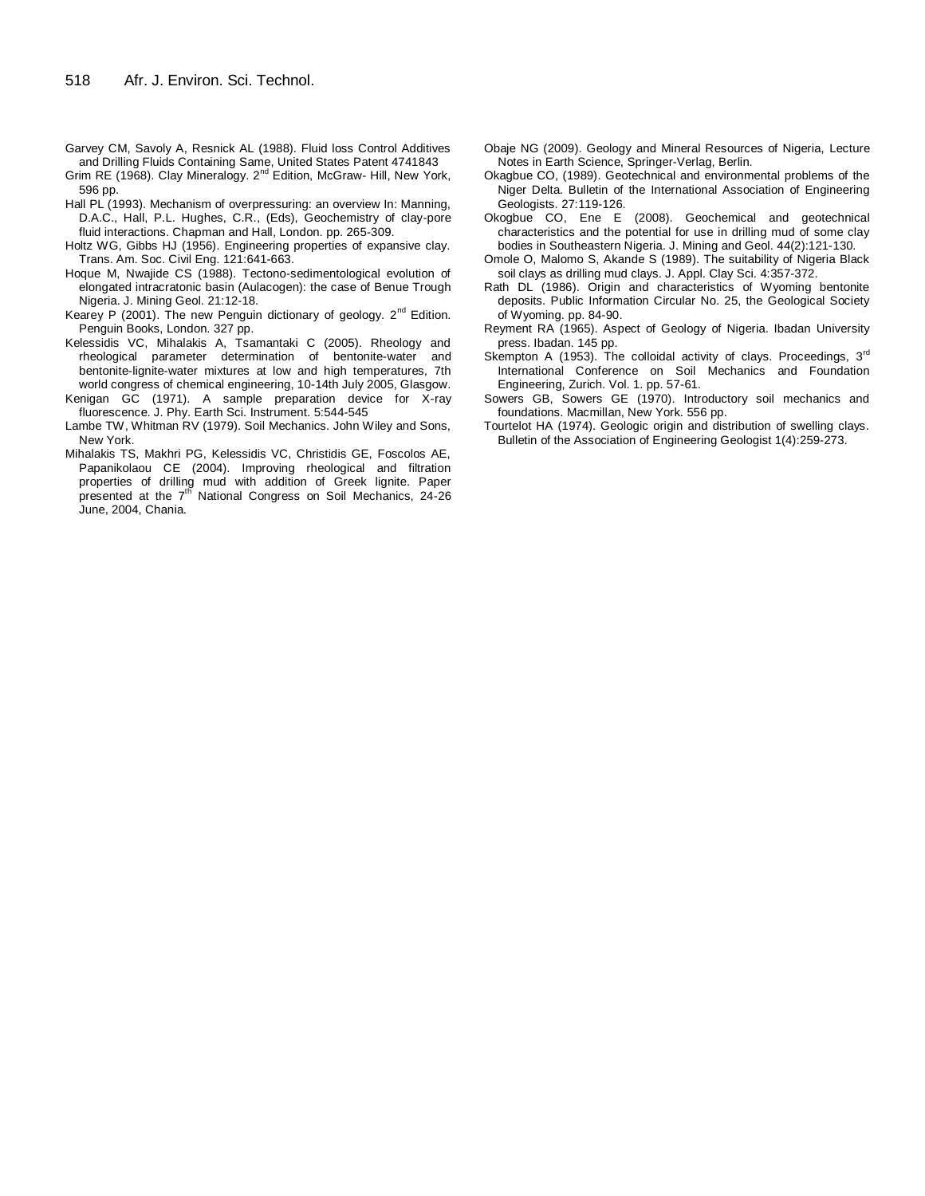Garvey CM, Savoly A, Resnick AL (1988). Fluid loss Control Additives and Drilling Fluids Containing Same, United States Patent 4741843

Grim RE (1968). Clay Mineralogy. 2nd Edition, McGraw- Hill, New York, 596 pp.

Hall PL (1993). Mechanism of overpressuring: an overview In: Manning, D.A.C., Hall, P.L. Hughes, C.R., (Eds), Geochemistry of clay-pore fluid interactions. Chapman and Hall, London. pp. 265-309.

Holtz WG, Gibbs HJ (1956). Engineering properties of expansive clay. Trans. Am. Soc. Civil Eng. 121:641-663.

Hoque M, Nwajide CS (1988). Tectono-sedimentological evolution of elongated intracratonic basin (Aulacogen): the case of Benue Trough Nigeria. J. Mining Geol. 21:12-18.

Kearey P (2001). The new Penguin dictionary of geology. 2nd Edition. Penguin Books, London. 327 pp.

Kelessidis VC, Mihalakis A, Tsamantaki C (2005). Rheology and rheological parameter determination of bentonite-water and bentonite-lignite-water mixtures at low and high temperatures, 7th world congress of chemical engineering, 10-14th July 2005, Glasgow.

Kenigan GC (1971). A sample preparation device for X-ray fluorescence. J. Phy. Earth Sci. Instrument. 5:544-545

Lambe TW, Whitman RV (1979). Soil Mechanics. John Wiley and Sons, New York.

Mihalakis TS, Makhri PG, Kelessidis VC, Christidis GE, Foscolos AE, Papanikolaou CE (2004). Improving rheological and filtration properties of drilling mud with addition of Greek lignite. Paper presented at the 7th National Congress on Soil Mechanics, 24-26 June, 2004, Chania.

Obaje NG (2009). Geology and Mineral Resources of Nigeria, Lecture Notes in Earth Science, Springer-Verlag, Berlin.

Okagbue CO, (1989). Geotechnical and environmental problems of the Niger Delta. Bulletin of the International Association of Engineering Geologists. 27:119-126.

Okogbue CO, Ene E (2008). Geochemical and geotechnical characteristics and the potential for use in drilling mud of some clay bodies in Southeastern Nigeria. J. Mining and Geol. 44(2):121-130.

Omole O, Malomo S, Akande S (1989). The suitability of Nigeria Black soil clays as drilling mud clays. J. Appl. Clay Sci. 4:357-372.

Rath DL (1986). Origin and characteristics of Wyoming bentonite deposits. Public Information Circular No. 25, the Geological Society of Wyoming. pp. 84-90.

Reyment RA (1965). Aspect of Geology of Nigeria. Ibadan University press. Ibadan. 145 pp.

Skempton A (1953). The colloidal activity of clays. Proceedings, 3rd International Conference on Soil Mechanics and Foundation Engineering, Zurich. Vol. 1. pp. 57-61.

Sowers GB, Sowers GE (1970). Introductory soil mechanics and foundations. Macmillan, New York. 556 pp.

Tourtelot HA (1974). Geologic origin and distribution of swelling clays. Bulletin of the Association of Engineering Geologist 1(4):259-273.